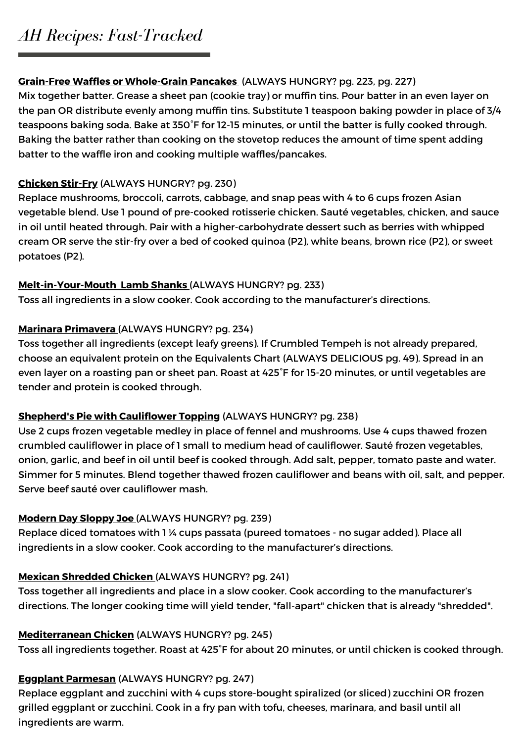// AH Recipes: Fast-Tracked

# *AH Recipes: Fast-Tracked*

**Grain-Free Waffles or Whole-Grain Pancakes** (ALWAYS HUNGRY? pg. 223, pg. 227)
Mix together batter. Grease a sheet pan (cookie tray) or muffin tins. Pour batter in an even layer on the pan OR distribute evenly among muffin tins. Substitute 1 teaspoon baking powder in place of 3/4 teaspoons baking soda. Bake at 350˚F for 12-15 minutes, or until the batter is fully cooked through. Baking the batter rather than cooking on the stovetop reduces the amount of time spent adding batter to the waffle iron and cooking multiple waffles/pancakes.

**Chicken Stir-Fry** (ALWAYS HUNGRY? pg. 230)
Replace mushrooms, broccoli, carrots, cabbage, and snap peas with 4 to 6 cups frozen Asian vegetable blend. Use 1 pound of pre-cooked rotisserie chicken. Sauté vegetables, chicken, and sauce in oil until heated through. Pair with a higher-carbohydrate dessert such as berries with whipped cream OR serve the stir-fry over a bed of cooked quinoa (P2), white beans, brown rice (P2), or sweet potatoes (P2).

**Melt-in-Your-Mouth Lamb Shanks** (ALWAYS HUNGRY? pg. 233)
Toss all ingredients in a slow cooker. Cook according to the manufacturer's directions.

**Marinara Primavera** (ALWAYS HUNGRY? pg. 234)
Toss together all ingredients (except leafy greens). If Crumbled Tempeh is not already prepared, choose an equivalent protein on the Equivalents Chart (ALWAYS DELICIOUS pg. 49). Spread in an even layer on a roasting pan or sheet pan. Roast at 425˚F for 15-20 minutes, or until vegetables are tender and protein is cooked through.

**Shepherd's Pie with Cauliflower Topping** (ALWAYS HUNGRY? pg. 238)
Use 2 cups frozen vegetable medley in place of fennel and mushrooms. Use 4 cups thawed frozen crumbled cauliflower in place of 1 small to medium head of cauliflower. Sauté frozen vegetables, onion, garlic, and beef in oil until beef is cooked through. Add salt, pepper, tomato paste and water. Simmer for 5 minutes. Blend together thawed frozen cauliflower and beans with oil, salt, and pepper. Serve beef sauté over cauliflower mash.

**Modern Day Sloppy Joe** (ALWAYS HUNGRY? pg. 239)
Replace diced tomatoes with 1 ¼ cups passata (pureed tomatoes - no sugar added). Place all ingredients in a slow cooker. Cook according to the manufacturer's directions.

**Mexican Shredded Chicken** (ALWAYS HUNGRY? pg. 241)
Toss together all ingredients and place in a slow cooker. Cook according to the manufacturer's directions. The longer cooking time will yield tender, "fall-apart" chicken that is already "shredded".

**Mediterranean Chicken** (ALWAYS HUNGRY? pg. 245)
Toss all ingredients together. Roast at 425˚F for about 20 minutes, or until chicken is cooked through.

**Eggplant Parmesan** (ALWAYS HUNGRY? pg. 247)
Replace eggplant and zucchini with 4 cups store-bought spiralized (or sliced) zucchini OR frozen grilled eggplant or zucchini. Cook in a fry pan with tofu, cheeses, marinara, and basil until all ingredients are warm.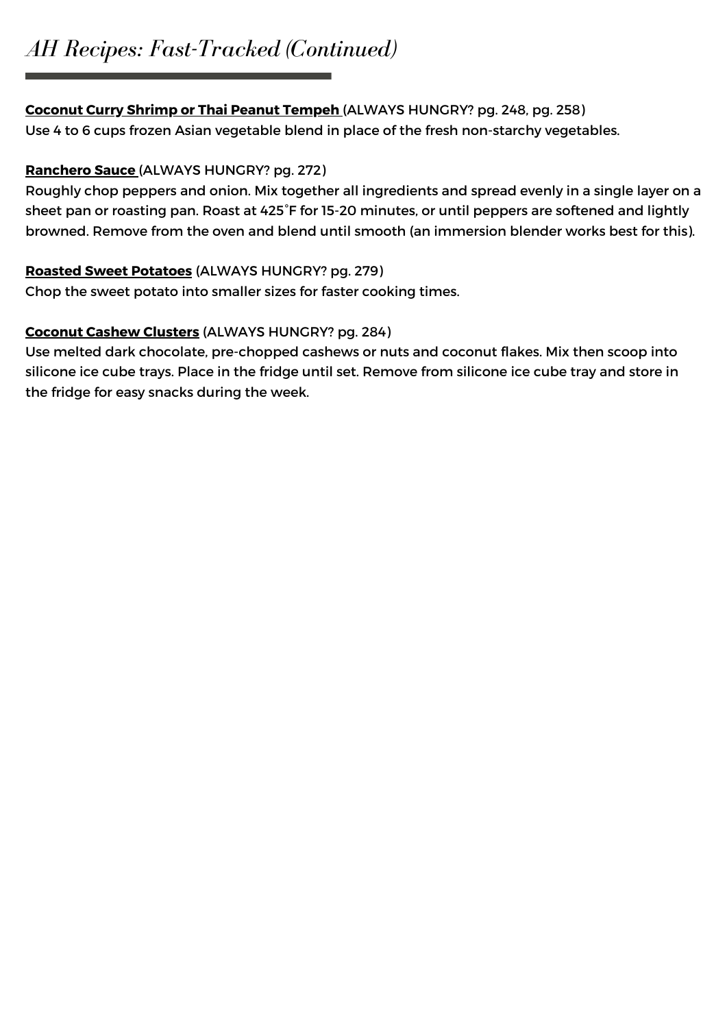# *AH Recipes: Fast-Tracked (Continued)*

**Coconut Curry Shrimp or Thai Peanut Tempeh** (ALWAYS HUNGRY? pg. 248, pg. 258)
Use 4 to 6 cups frozen Asian vegetable blend in place of the fresh non-starchy vegetables.

**Ranchero Sauce** (ALWAYS HUNGRY? pg. 272)
Roughly chop peppers and onion. Mix together all ingredients and spread evenly in a single layer on a sheet pan or roasting pan. Roast at 425˚F for 15-20 minutes, or until peppers are softened and lightly browned. Remove from the oven and blend until smooth (an immersion blender works best for this).

**Roasted Sweet Potatoes** (ALWAYS HUNGRY? pg. 279)
Chop the sweet potato into smaller sizes for faster cooking times.

**Coconut Cashew Clusters** (ALWAYS HUNGRY? pg. 284)
Use melted dark chocolate, pre-chopped cashews or nuts and coconut flakes. Mix then scoop into silicone ice cube trays. Place in the fridge until set. Remove from silicone ice cube tray and store in the fridge for easy snacks during the week.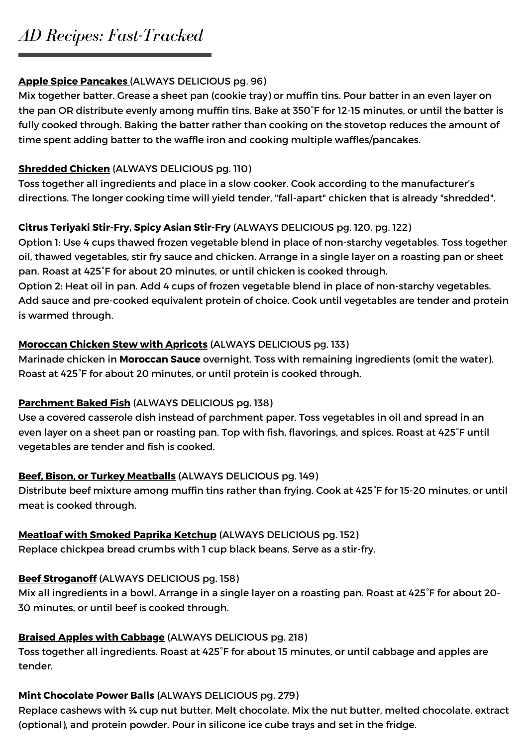# *AD Recipes: Fast-Tracked*

**Apple Spice Pancakes** (ALWAYS DELICIOUS pg. 96)
Mix together batter. Grease a sheet pan (cookie tray) or muffin tins. Pour batter in an even layer on the pan OR distribute evenly among muffin tins. Bake at 350˚F for 12-15 minutes, or until the batter is fully cooked through. Baking the batter rather than cooking on the stovetop reduces the amount of time spent adding batter to the waffle iron and cooking multiple waffles/pancakes.

**Shredded Chicken** (ALWAYS DELICIOUS pg. 110)
Toss together all ingredients and place in a slow cooker. Cook according to the manufacturer's directions. The longer cooking time will yield tender, "fall-apart" chicken that is already "shredded".

**Citrus Teriyaki Stir-Fry, Spicy Asian Stir-Fry** (ALWAYS DELICIOUS pg. 120, pg. 122)
Option 1: Use 4 cups thawed frozen vegetable blend in place of non-starchy vegetables. Toss together oil, thawed vegetables, stir fry sauce and chicken. Arrange in a single layer on a roasting pan or sheet pan. Roast at 425˚F for about 20 minutes, or until chicken is cooked through.
Option 2: Heat oil in pan. Add 4 cups of frozen vegetable blend in place of non-starchy vegetables. Add sauce and pre-cooked equivalent protein of choice. Cook until vegetables are tender and protein is warmed through.

**Moroccan Chicken Stew with Apricots** (ALWAYS DELICIOUS pg. 133)
Marinade chicken in **Moroccan Sauce** overnight. Toss with remaining ingredients (omit the water). Roast at 425˚F for about 20 minutes, or until protein is cooked through.

**Parchment Baked Fish** (ALWAYS DELICIOUS pg. 138)
Use a covered casserole dish instead of parchment paper. Toss vegetables in oil and spread in an even layer on a sheet pan or roasting pan. Top with fish, flavorings, and spices. Roast at 425˚F until vegetables are tender and fish is cooked.

**Beef, Bison, or Turkey Meatballs** (ALWAYS DELICIOUS pg. 149)
Distribute beef mixture among muffin tins rather than frying. Cook at 425˚F for 15-20 minutes, or until meat is cooked through.

**Meatloaf with Smoked Paprika Ketchup** (ALWAYS DELICIOUS pg. 152)
Replace chickpea bread crumbs with 1 cup black beans. Serve as a stir-fry.

**Beef Stroganoff** (ALWAYS DELICIOUS pg. 158)
Mix all ingredients in a bowl. Arrange in a single layer on a roasting pan. Roast at 425˚F for about 20-30 minutes, or until beef is cooked through.

**Braised Apples with Cabbage** (ALWAYS DELICIOUS pg. 218)
Toss together all ingredients. Roast at 425˚F for about 15 minutes, or until cabbage and apples are tender.

**Mint Chocolate Power Balls** (ALWAYS DELICIOUS pg. 279)
Replace cashews with ¾ cup nut butter. Melt chocolate. Mix the nut butter, melted chocolate, extract (optional), and protein powder. Pour in silicone ice cube trays and set in the fridge.